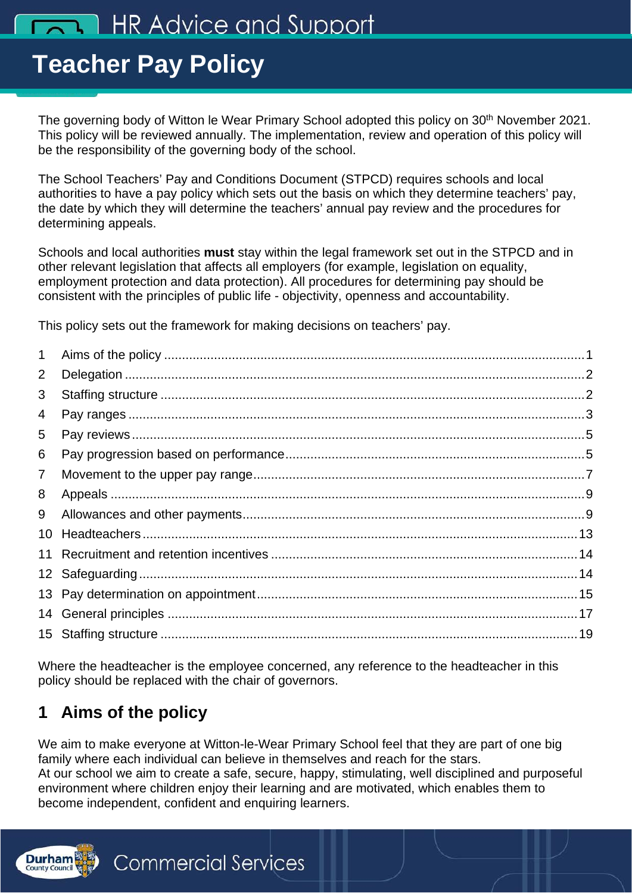# Teacher Pay Policy

The governing body of Witton le Wear Primary School adopted this policy on 30th November 2021. This policy will be reviewed annually. The implementation, review and operation of this policy will be the responsibility of the governing body of the school.

The School Teachers' Pay and Conditions Document (STPCD) requires schools and local authorities to have a pay policy which sets out the basis on which they determine teachers' pay, the date by which they will determine the teachers' annual pay review and the procedures for determining appeals.

Schools and local authorities **must** stay within the legal framework set out in the STPCD and in other relevant legislation that affects all employers (for example, legislation on equality, employment protection and data protection). All procedures for determining pay should be consistent with the principles of public life - objectivity, openness and accountability.

This policy sets out the framework for making decisions on teachers' pay.

1 Aims of the policy ........ 1
2 Delegation ........ 2
3 Staffing structure ........ 2
4 Pay ranges ........ 3
5 Pay reviews ........ 5
6 Pay progression based on performance ........ 5
7 Movement to the upper pay range ........ 7
8 Appeals ........ 9
9 Allowances and other payments ........ 9
10 Headteachers ........ 13
11 Recruitment and retention incentives ........ 14
12 Safeguarding ........ 14
13 Pay determination on appointment ........ 15
14 General principles ........ 17
15 Staffing structure ........ 19

Where the headteacher is the employee concerned, any reference to the headteacher in this policy should be replaced with the chair of governors.

## 1 Aims of the policy

We aim to make everyone at Witton-le-Wear Primary School feel that they are part of one big family where each individual can believe in themselves and reach for the stars.
At our school we aim to create a safe, secure, happy, stimulating, well disciplined and purposeful environment where children enjoy their learning and are motivated, which enables them to become independent, confident and enquiring learners.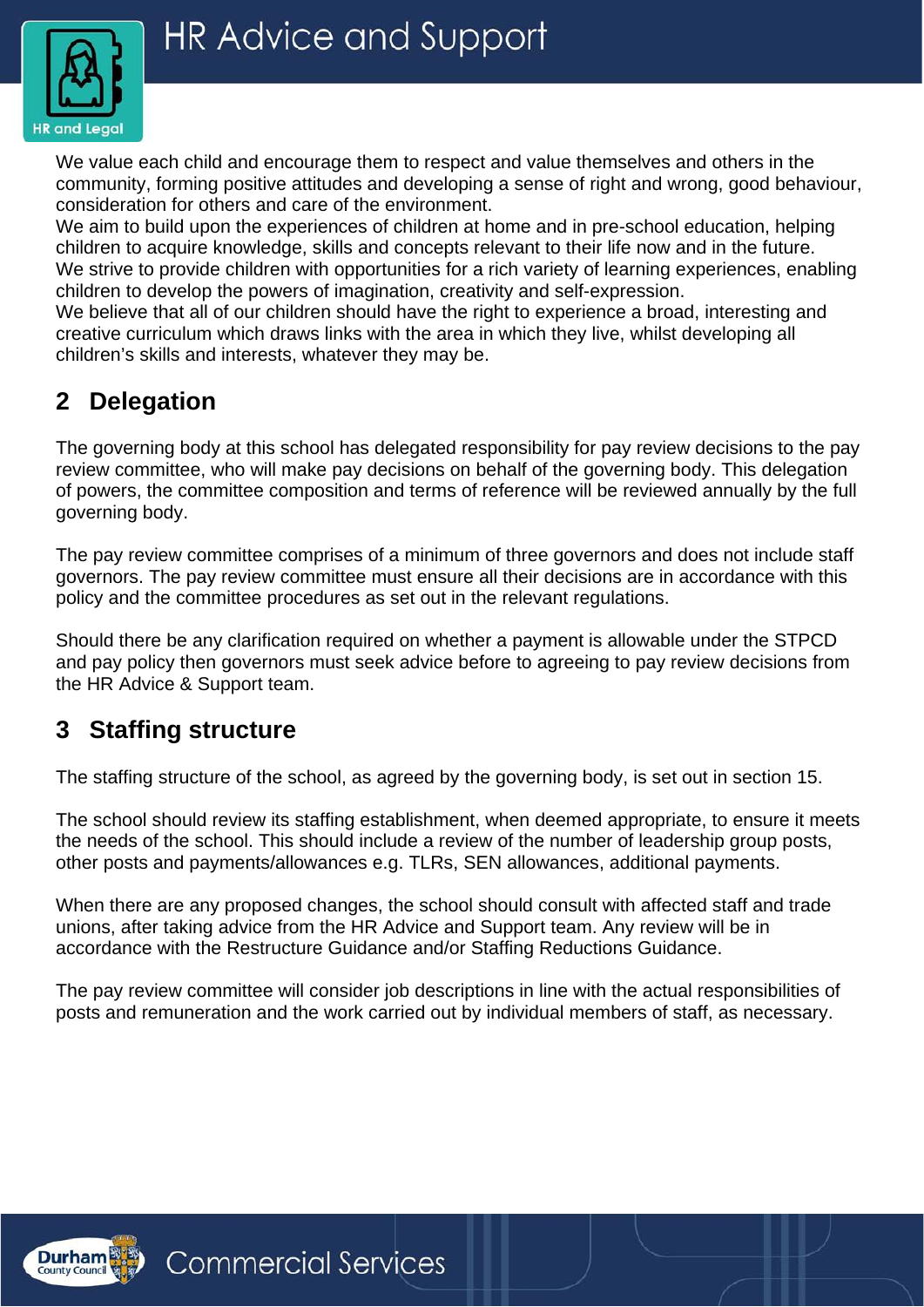We value each child and encourage them to respect and value themselves and others in the community, forming positive attitudes and developing a sense of right and wrong, good behaviour, consideration for others and care of the environment.
We aim to build upon the experiences of children at home and in pre-school education, helping children to acquire knowledge, skills and concepts relevant to their life now and in the future.
We strive to provide children with opportunities for a rich variety of learning experiences, enabling children to develop the powers of imagination, creativity and self-expression.
We believe that all of our children should have the right to experience a broad, interesting and creative curriculum which draws links with the area in which they live, whilst developing all children's skills and interests, whatever they may be.

## 2 Delegation

The governing body at this school has delegated responsibility for pay review decisions to the pay review committee, who will make pay decisions on behalf of the governing body. This delegation of powers, the committee composition and terms of reference will be reviewed annually by the full governing body.

The pay review committee comprises of a minimum of three governors and does not include staff governors. The pay review committee must ensure all their decisions are in accordance with this policy and the committee procedures as set out in the relevant regulations.

Should there be any clarification required on whether a payment is allowable under the STPCD and pay policy then governors must seek advice before to agreeing to pay review decisions from the HR Advice & Support team.

## 3 Staffing structure

The staffing structure of the school, as agreed by the governing body, is set out in section 15.

The school should review its staffing establishment, when deemed appropriate, to ensure it meets the needs of the school. This should include a review of the number of leadership group posts, other posts and payments/allowances e.g. TLRs, SEN allowances, additional payments.

When there are any proposed changes, the school should consult with affected staff and trade unions, after taking advice from the HR Advice and Support team. Any review will be in accordance with the Restructure Guidance and/or Staffing Reductions Guidance.

The pay review committee will consider job descriptions in line with the actual responsibilities of posts and remuneration and the work carried out by individual members of staff, as necessary.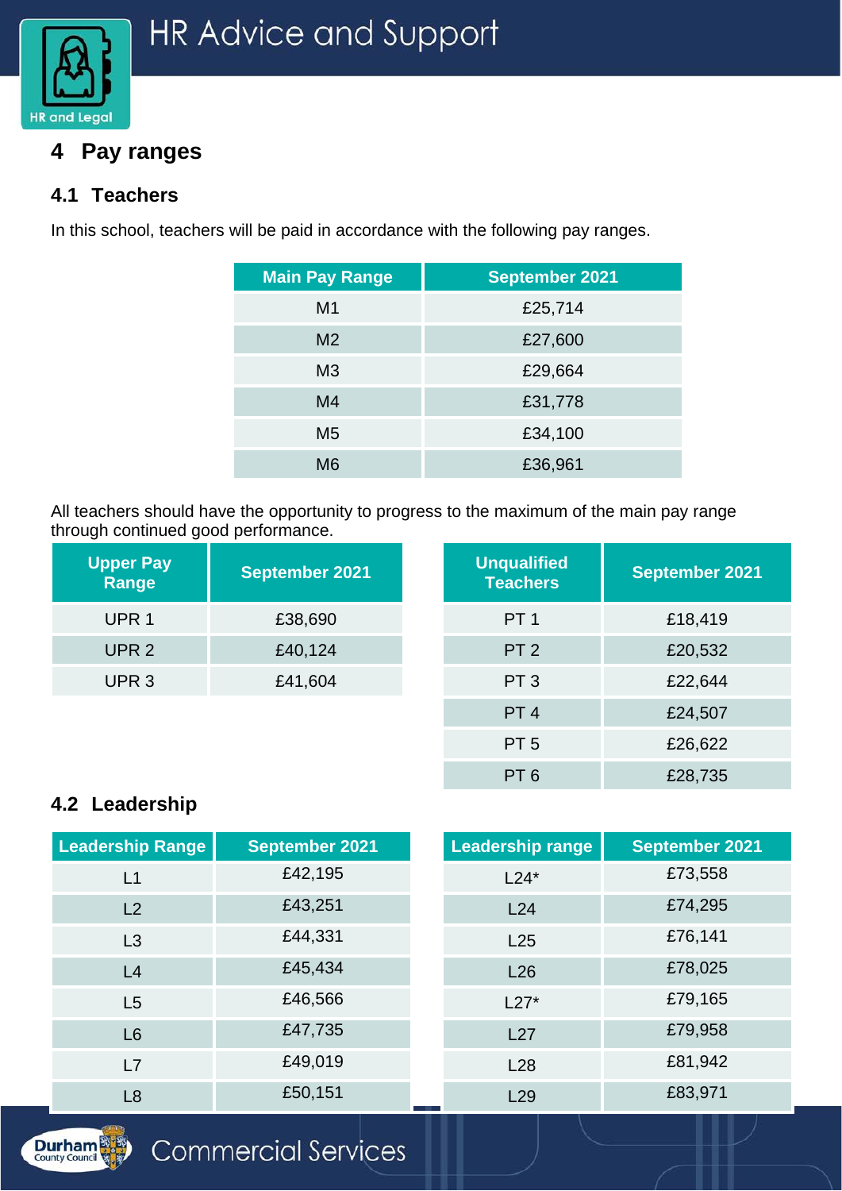## 4 Pay ranges

### 4.1 Teachers

In this school, teachers will be paid in accordance with the following pay ranges.

| Main Pay Range | September 2021 |
|---|---|
| M1 | £25,714 |
| M2 | £27,600 |
| M3 | £29,664 |
| M4 | £31,778 |
| M5 | £34,100 |
| M6 | £36,961 |

All teachers should have the opportunity to progress to the maximum of the main pay range through continued good performance.

| Upper Pay Range | September 2021 |
|---|---|
| UPR 1 | £38,690 |
| UPR 2 | £40,124 |
| UPR 3 | £41,604 |

| Unqualified Teachers | September 2021 |
|---|---|
| PT 1 | £18,419 |
| PT 2 | £20,532 |
| PT 3 | £22,644 |
| PT 4 | £24,507 |
| PT 5 | £26,622 |
| PT 6 | £28,735 |

### 4.2 Leadership

| Leadership Range | September 2021 |
|---|---|
| L1 | £42,195 |
| L2 | £43,251 |
| L3 | £44,331 |
| L4 | £45,434 |
| L5 | £46,566 |
| L6 | £47,735 |
| L7 | £49,019 |
| L8 | £50,151 |

| Leadership range | September 2021 |
|---|---|
| L24* | £73,558 |
| L24 | £74,295 |
| L25 | £76,141 |
| L26 | £78,025 |
| L27* | £79,165 |
| L27 | £79,958 |
| L28 | £81,942 |
| L29 | £83,971 |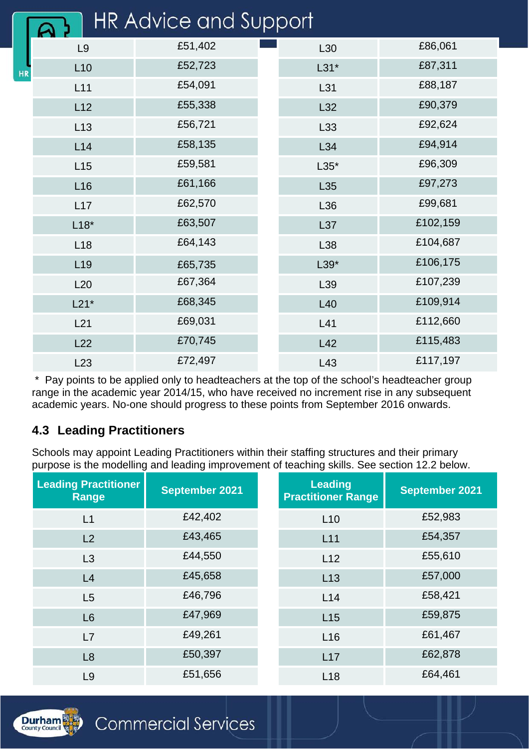| | | | |
|---|---|---|---|
| L9 | £51,402 | L30 | £86,061 |
| L10 | £52,723 | L31* | £87,311 |
| L11 | £54,091 | L31 | £88,187 |
| L12 | £55,338 | L32 | £90,379 |
| L13 | £56,721 | L33 | £92,624 |
| L14 | £58,135 | L34 | £94,914 |
| L15 | £59,581 | L35* | £96,309 |
| L16 | £61,166 | L35 | £97,273 |
| L17 | £62,570 | L36 | £99,681 |
| L18* | £63,507 | L37 | £102,159 |
| L18 | £64,143 | L38 | £104,687 |
| L19 | £65,735 | L39* | £106,175 |
| L20 | £67,364 | L39 | £107,239 |
| L21* | £68,345 | L40 | £109,914 |
| L21 | £69,031 | L41 | £112,660 |
| L22 | £70,745 | L42 | £115,483 |
| L23 | £72,497 | L43 | £117,197 |

\* Pay points to be applied only to headteachers at the top of the school's headteacher group range in the academic year 2014/15, who have received no increment rise in any subsequent academic years. No-one should progress to these points from September 2016 onwards.

### 4.3 Leading Practitioners

Schools may appoint Leading Practitioners within their staffing structures and their primary purpose is the modelling and leading improvement of teaching skills. See section 12.2 below.

| Leading Practitioner Range | September 2021 | Leading Practitioner Range | September 2021 |
|---|---|---|---|
| L1 | £42,402 | L10 | £52,983 |
| L2 | £43,465 | L11 | £54,357 |
| L3 | £44,550 | L12 | £55,610 |
| L4 | £45,658 | L13 | £57,000 |
| L5 | £46,796 | L14 | £58,421 |
| L6 | £47,969 | L15 | £59,875 |
| L7 | £49,261 | L16 | £61,467 |
| L8 | £50,397 | L17 | £62,878 |
| L9 | £51,656 | L18 | £64,461 |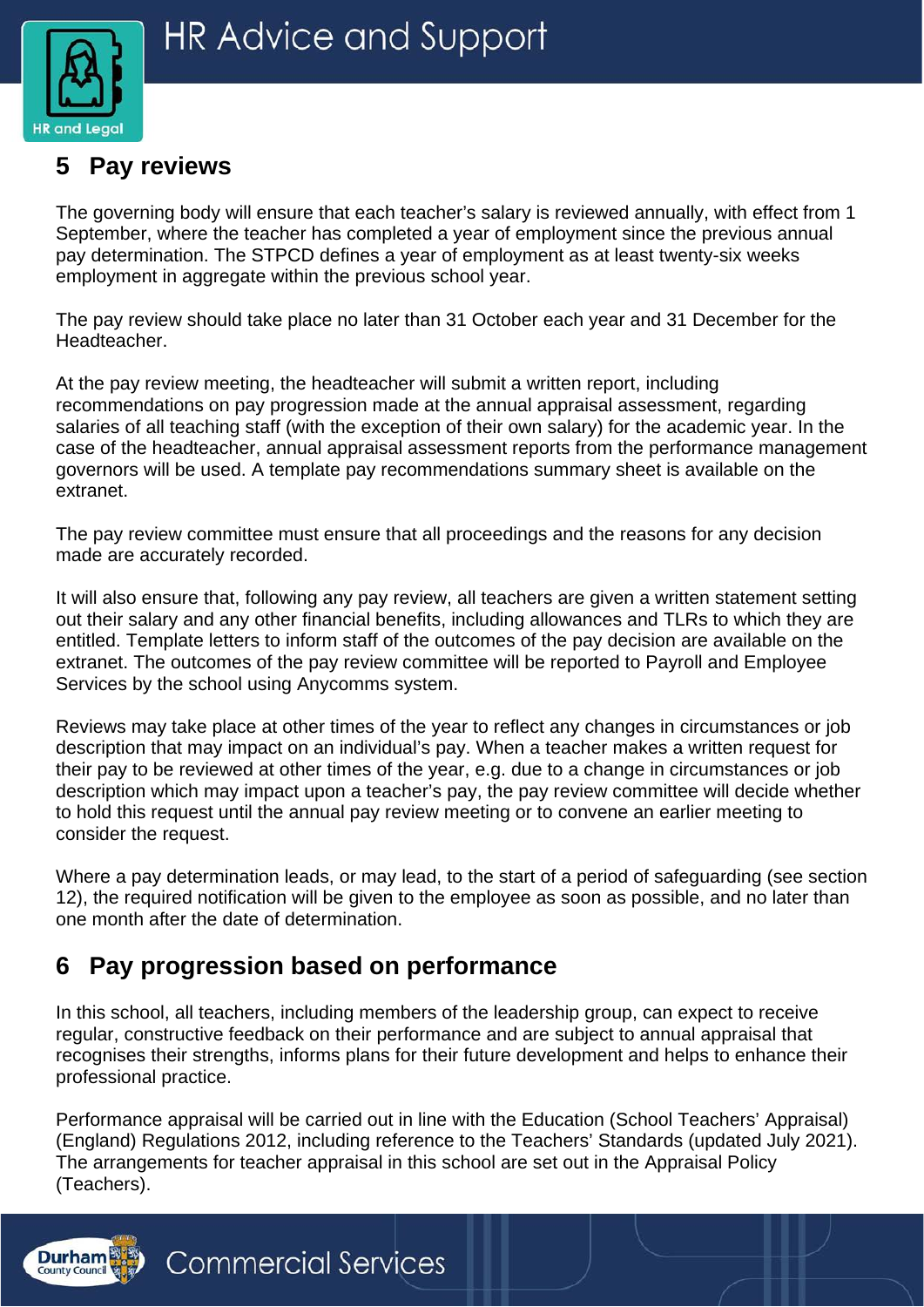## 5 Pay reviews

The governing body will ensure that each teacher's salary is reviewed annually, with effect from 1 September, where the teacher has completed a year of employment since the previous annual pay determination. The STPCD defines a year of employment as at least twenty-six weeks employment in aggregate within the previous school year.

The pay review should take place no later than 31 October each year and 31 December for the Headteacher.

At the pay review meeting, the headteacher will submit a written report, including recommendations on pay progression made at the annual appraisal assessment, regarding salaries of all teaching staff (with the exception of their own salary) for the academic year. In the case of the headteacher, annual appraisal assessment reports from the performance management governors will be used. A template pay recommendations summary sheet is available on the extranet.

The pay review committee must ensure that all proceedings and the reasons for any decision made are accurately recorded.

It will also ensure that, following any pay review, all teachers are given a written statement setting out their salary and any other financial benefits, including allowances and TLRs to which they are entitled. Template letters to inform staff of the outcomes of the pay decision are available on the extranet. The outcomes of the pay review committee will be reported to Payroll and Employee Services by the school using Anycomms system.

Reviews may take place at other times of the year to reflect any changes in circumstances or job description that may impact on an individual's pay. When a teacher makes a written request for their pay to be reviewed at other times of the year, e.g. due to a change in circumstances or job description which may impact upon a teacher's pay, the pay review committee will decide whether to hold this request until the annual pay review meeting or to convene an earlier meeting to consider the request.

Where a pay determination leads, or may lead, to the start of a period of safeguarding (see section 12), the required notification will be given to the employee as soon as possible, and no later than one month after the date of determination.

## 6 Pay progression based on performance

In this school, all teachers, including members of the leadership group, can expect to receive regular, constructive feedback on their performance and are subject to annual appraisal that recognises their strengths, informs plans for their future development and helps to enhance their professional practice.

Performance appraisal will be carried out in line with the Education (School Teachers' Appraisal) (England) Regulations 2012, including reference to the Teachers' Standards (updated July 2021). The arrangements for teacher appraisal in this school are set out in the Appraisal Policy (Teachers).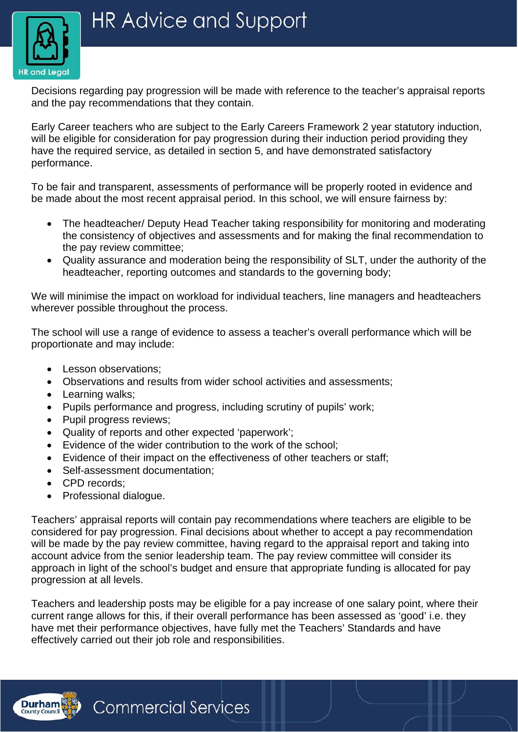Decisions regarding pay progression will be made with reference to the teacher's appraisal reports and the pay recommendations that they contain.

Early Career teachers who are subject to the Early Careers Framework 2 year statutory induction, will be eligible for consideration for pay progression during their induction period providing they have the required service, as detailed in section 5, and have demonstrated satisfactory performance.

To be fair and transparent, assessments of performance will be properly rooted in evidence and be made about the most recent appraisal period. In this school, we will ensure fairness by:

- The headteacher/ Deputy Head Teacher taking responsibility for monitoring and moderating the consistency of objectives and assessments and for making the final recommendation to the pay review committee;
- Quality assurance and moderation being the responsibility of SLT, under the authority of the headteacher, reporting outcomes and standards to the governing body;

We will minimise the impact on workload for individual teachers, line managers and headteachers wherever possible throughout the process.

The school will use a range of evidence to assess a teacher's overall performance which will be proportionate and may include:

- Lesson observations;
- Observations and results from wider school activities and assessments;
- Learning walks;
- Pupils performance and progress, including scrutiny of pupils' work;
- Pupil progress reviews;
- Quality of reports and other expected 'paperwork';
- Evidence of the wider contribution to the work of the school;
- Evidence of their impact on the effectiveness of other teachers or staff;
- Self-assessment documentation;
- CPD records;
- Professional dialogue.

Teachers' appraisal reports will contain pay recommendations where teachers are eligible to be considered for pay progression. Final decisions about whether to accept a pay recommendation will be made by the pay review committee, having regard to the appraisal report and taking into account advice from the senior leadership team. The pay review committee will consider its approach in light of the school's budget and ensure that appropriate funding is allocated for pay progression at all levels.

Teachers and leadership posts may be eligible for a pay increase of one salary point, where their current range allows for this, if their overall performance has been assessed as 'good' i.e. they have met their performance objectives, have fully met the Teachers' Standards and have effectively carried out their job role and responsibilities.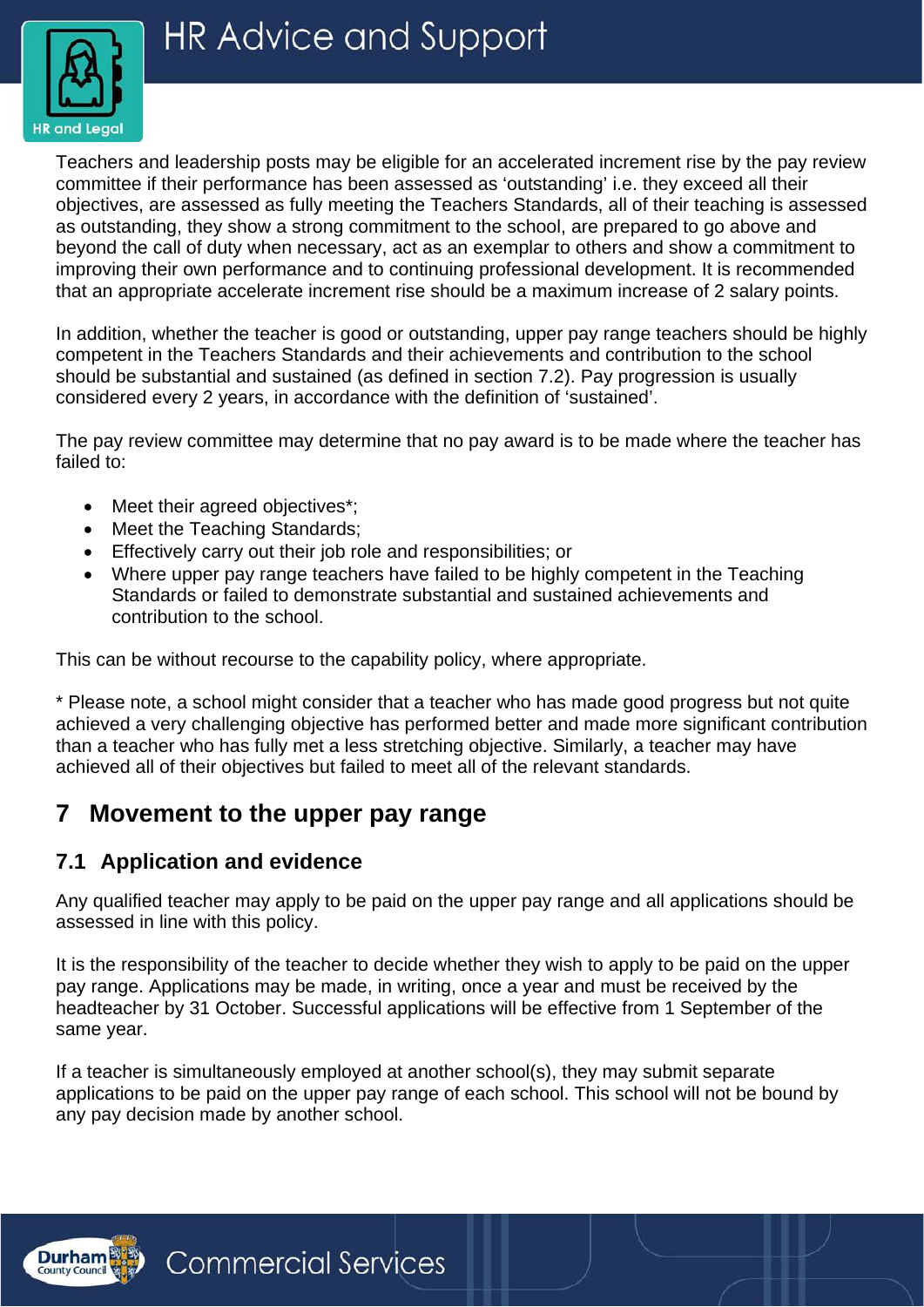Teachers and leadership posts may be eligible for an accelerated increment rise by the pay review committee if their performance has been assessed as 'outstanding' i.e. they exceed all their objectives, are assessed as fully meeting the Teachers Standards, all of their teaching is assessed as outstanding, they show a strong commitment to the school, are prepared to go above and beyond the call of duty when necessary, act as an exemplar to others and show a commitment to improving their own performance and to continuing professional development. It is recommended that an appropriate accelerate increment rise should be a maximum increase of 2 salary points.

In addition, whether the teacher is good or outstanding, upper pay range teachers should be highly competent in the Teachers Standards and their achievements and contribution to the school should be substantial and sustained (as defined in section 7.2). Pay progression is usually considered every 2 years, in accordance with the definition of 'sustained'.

The pay review committee may determine that no pay award is to be made where the teacher has failed to:

- Meet their agreed objectives*;
- Meet the Teaching Standards;
- Effectively carry out their job role and responsibilities; or
- Where upper pay range teachers have failed to be highly competent in the Teaching Standards or failed to demonstrate substantial and sustained achievements and contribution to the school.

This can be without recourse to the capability policy, where appropriate.

* Please note, a school might consider that a teacher who has made good progress but not quite achieved a very challenging objective has performed better and made more significant contribution than a teacher who has fully met a less stretching objective. Similarly, a teacher may have achieved all of their objectives but failed to meet all of the relevant standards.

# 7 Movement to the upper pay range

## 7.1 Application and evidence

Any qualified teacher may apply to be paid on the upper pay range and all applications should be assessed in line with this policy.

It is the responsibility of the teacher to decide whether they wish to apply to be paid on the upper pay range. Applications may be made, in writing, once a year and must be received by the headteacher by 31 October. Successful applications will be effective from 1 September of the same year.

If a teacher is simultaneously employed at another school(s), they may submit separate applications to be paid on the upper pay range of each school. This school will not be bound by any pay decision made by another school.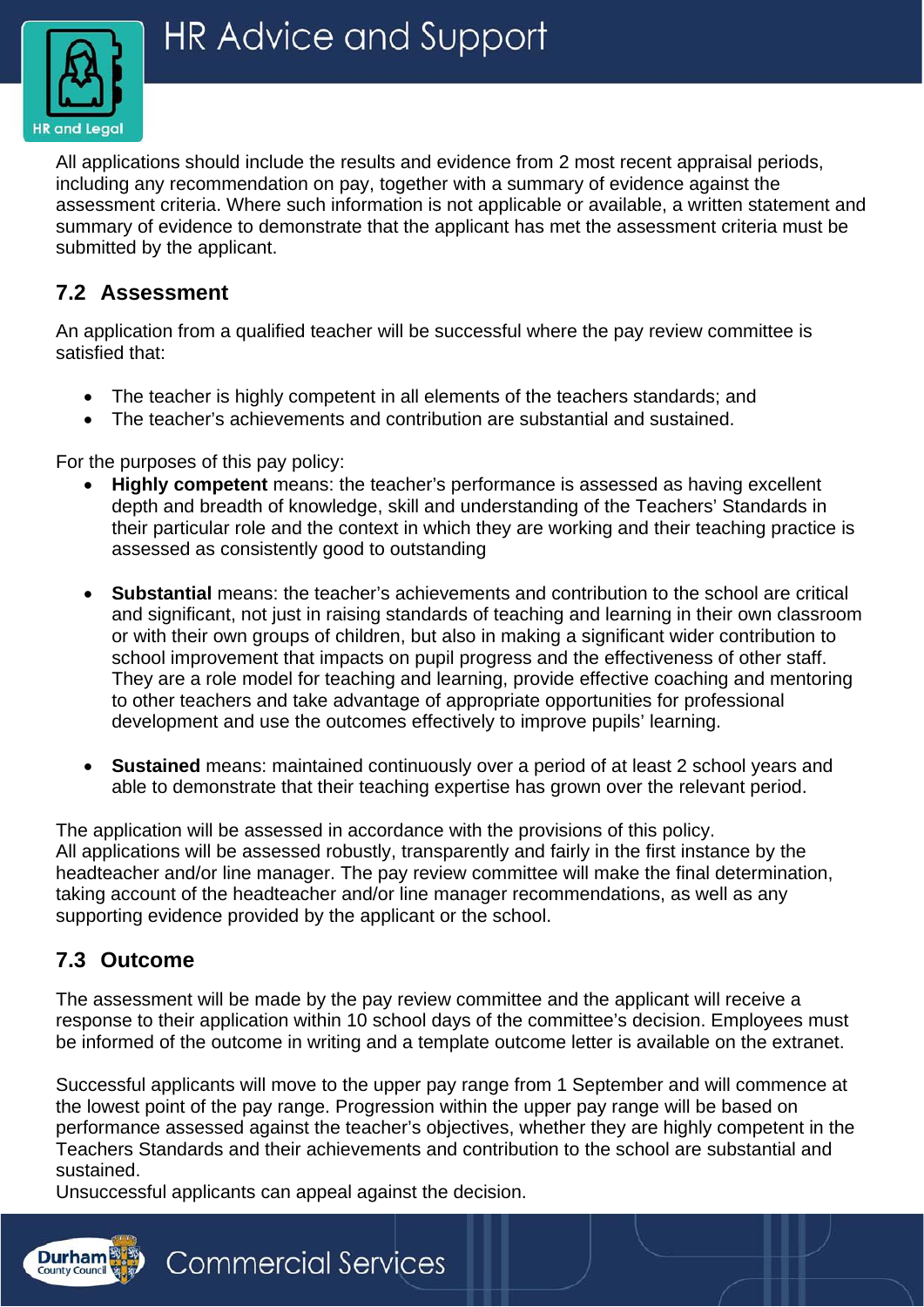All applications should include the results and evidence from 2 most recent appraisal periods, including any recommendation on pay, together with a summary of evidence against the assessment criteria. Where such information is not applicable or available, a written statement and summary of evidence to demonstrate that the applicant has met the assessment criteria must be submitted by the applicant.

## 7.2 Assessment

An application from a qualified teacher will be successful where the pay review committee is satisfied that:

- The teacher is highly competent in all elements of the teachers standards; and
- The teacher's achievements and contribution are substantial and sustained.

For the purposes of this pay policy:

- **Highly competent** means: the teacher's performance is assessed as having excellent depth and breadth of knowledge, skill and understanding of the Teachers' Standards in their particular role and the context in which they are working and their teaching practice is assessed as consistently good to outstanding

- **Substantial** means: the teacher's achievements and contribution to the school are critical and significant, not just in raising standards of teaching and learning in their own classroom or with their own groups of children, but also in making a significant wider contribution to school improvement that impacts on pupil progress and the effectiveness of other staff. They are a role model for teaching and learning, provide effective coaching and mentoring to other teachers and take advantage of appropriate opportunities for professional development and use the outcomes effectively to improve pupils' learning.

- **Sustained** means: maintained continuously over a period of at least 2 school years and able to demonstrate that their teaching expertise has grown over the relevant period.

The application will be assessed in accordance with the provisions of this policy.
All applications will be assessed robustly, transparently and fairly in the first instance by the headteacher and/or line manager. The pay review committee will make the final determination, taking account of the headteacher and/or line manager recommendations, as well as any supporting evidence provided by the applicant or the school.

## 7.3 Outcome

The assessment will be made by the pay review committee and the applicant will receive a response to their application within 10 school days of the committee's decision. Employees must be informed of the outcome in writing and a template outcome letter is available on the extranet.

Successful applicants will move to the upper pay range from 1 September and will commence at the lowest point of the pay range. Progression within the upper pay range will be based on performance assessed against the teacher's objectives, whether they are highly competent in the Teachers Standards and their achievements and contribution to the school are substantial and sustained.
Unsuccessful applicants can appeal against the decision.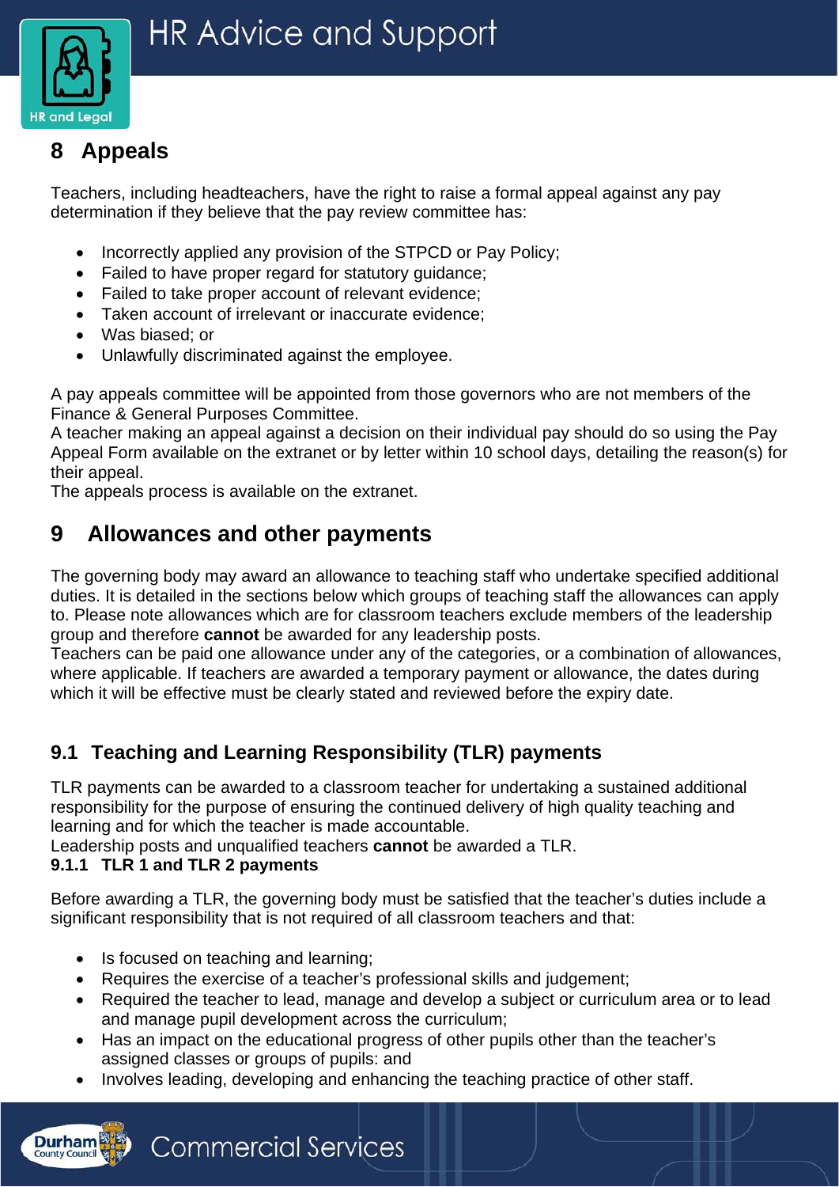## 8 Appeals

Teachers, including headteachers, have the right to raise a formal appeal against any pay determination if they believe that the pay review committee has:

- Incorrectly applied any provision of the STPCD or Pay Policy;
- Failed to have proper regard for statutory guidance;
- Failed to take proper account of relevant evidence;
- Taken account of irrelevant or inaccurate evidence;
- Was biased; or
- Unlawfully discriminated against the employee.

A pay appeals committee will be appointed from those governors who are not members of the Finance & General Purposes Committee.
A teacher making an appeal against a decision on their individual pay should do so using the Pay Appeal Form available on the extranet or by letter within 10 school days, detailing the reason(s) for their appeal.
The appeals process is available on the extranet.

## 9 Allowances and other payments

The governing body may award an allowance to teaching staff who undertake specified additional duties. It is detailed in the sections below which groups of teaching staff the allowances can apply to. Please note allowances which are for classroom teachers exclude members of the leadership group and therefore **cannot** be awarded for any leadership posts.
Teachers can be paid one allowance under any of the categories, or a combination of allowances, where applicable. If teachers are awarded a temporary payment or allowance, the dates during which it will be effective must be clearly stated and reviewed before the expiry date.

### 9.1 Teaching and Learning Responsibility (TLR) payments

TLR payments can be awarded to a classroom teacher for undertaking a sustained additional responsibility for the purpose of ensuring the continued delivery of high quality teaching and learning and for which the teacher is made accountable.
Leadership posts and unqualified teachers **cannot** be awarded a TLR.

#### 9.1.1 TLR 1 and TLR 2 payments

Before awarding a TLR, the governing body must be satisfied that the teacher's duties include a significant responsibility that is not required of all classroom teachers and that:

- Is focused on teaching and learning;
- Requires the exercise of a teacher's professional skills and judgement;
- Required the teacher to lead, manage and develop a subject or curriculum area or to lead and manage pupil development across the curriculum;
- Has an impact on the educational progress of other pupils other than the teacher's assigned classes or groups of pupils: and
- Involves leading, developing and enhancing the teaching practice of other staff.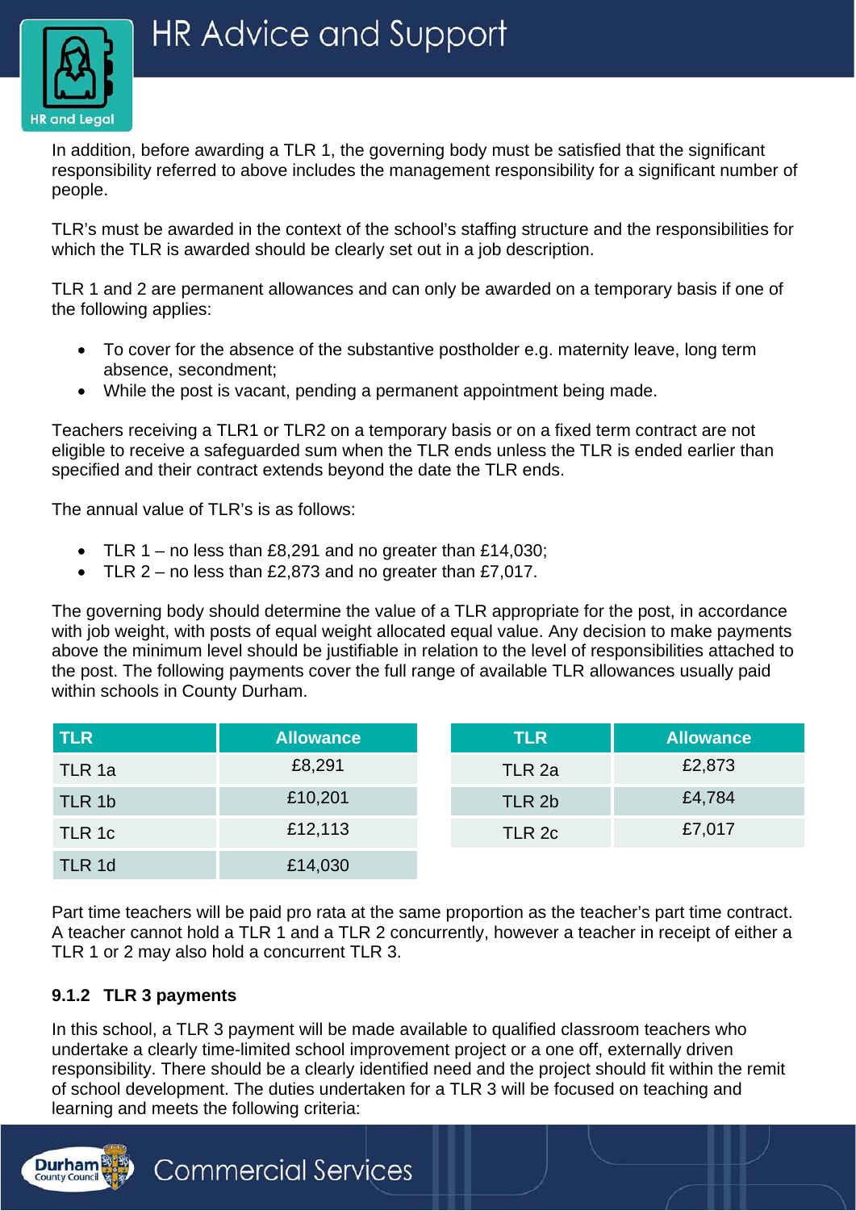In addition, before awarding a TLR 1, the governing body must be satisfied that the significant responsibility referred to above includes the management responsibility for a significant number of people.

TLR's must be awarded in the context of the school's staffing structure and the responsibilities for which the TLR is awarded should be clearly set out in a job description.

TLR 1 and 2 are permanent allowances and can only be awarded on a temporary basis if one of the following applies:

- To cover for the absence of the substantive postholder e.g. maternity leave, long term absence, secondment;
- While the post is vacant, pending a permanent appointment being made.

Teachers receiving a TLR1 or TLR2 on a temporary basis or on a fixed term contract are not eligible to receive a safeguarded sum when the TLR ends unless the TLR is ended earlier than specified and their contract extends beyond the date the TLR ends.

The annual value of TLR's is as follows:

- TLR 1 – no less than £8,291 and no greater than £14,030;
- TLR 2 – no less than £2,873 and no greater than £7,017.

The governing body should determine the value of a TLR appropriate for the post, in accordance with job weight, with posts of equal weight allocated equal value. Any decision to make payments above the minimum level should be justifiable in relation to the level of responsibilities attached to the post. The following payments cover the full range of available TLR allowances usually paid within schools in County Durham.

| TLR | Allowance |
|---|---|
| TLR 1a | £8,291 |
| TLR 1b | £10,201 |
| TLR 1c | £12,113 |
| TLR 1d | £14,030 |

| TLR | Allowance |
|---|---|
| TLR 2a | £2,873 |
| TLR 2b | £4,784 |
| TLR 2c | £7,017 |

Part time teachers will be paid pro rata at the same proportion as the teacher's part time contract. A teacher cannot hold a TLR 1 and a TLR 2 concurrently, however a teacher in receipt of either a TLR 1 or 2 may also hold a concurrent TLR 3.

#### 9.1.2 TLR 3 payments

In this school, a TLR 3 payment will be made available to qualified classroom teachers who undertake a clearly time-limited school improvement project or a one off, externally driven responsibility. There should be a clearly identified need and the project should fit within the remit of school development. The duties undertaken for a TLR 3 will be focused on teaching and learning and meets the following criteria: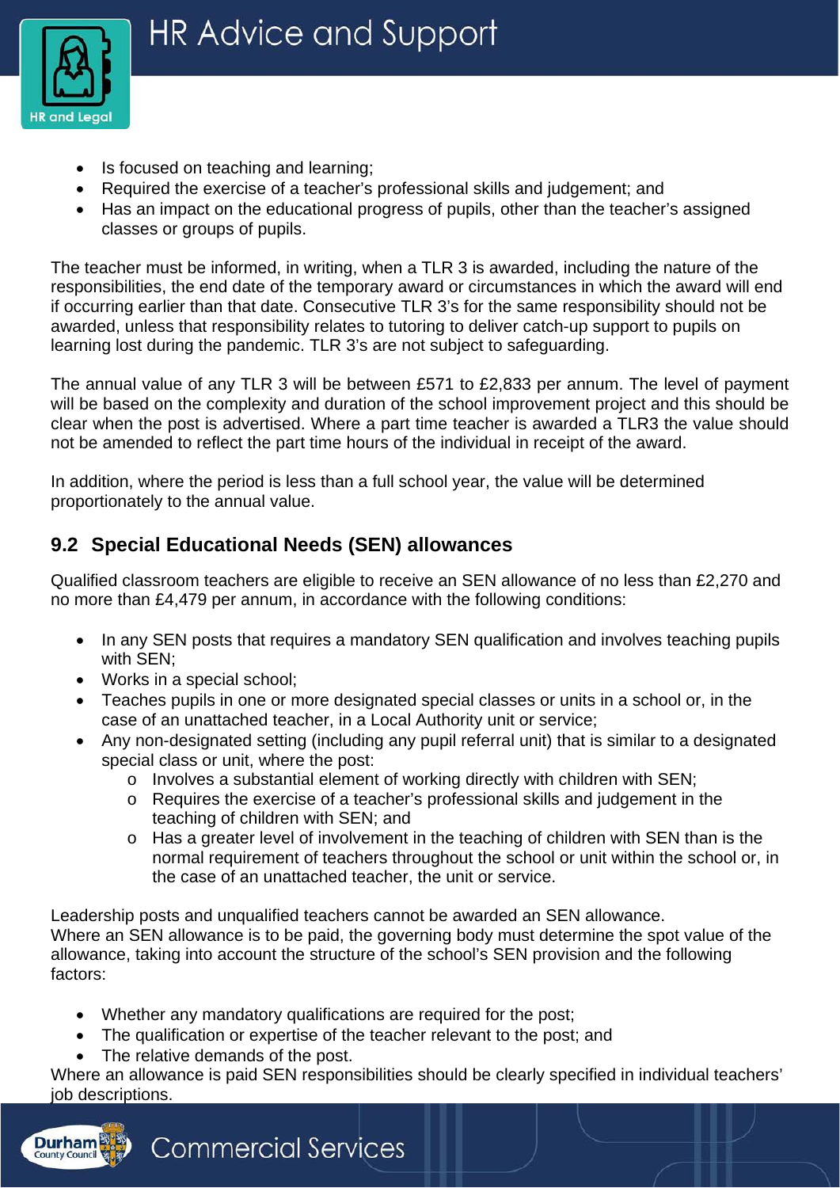- Is focused on teaching and learning;
- Required the exercise of a teacher's professional skills and judgement; and
- Has an impact on the educational progress of pupils, other than the teacher's assigned classes or groups of pupils.

The teacher must be informed, in writing, when a TLR 3 is awarded, including the nature of the responsibilities, the end date of the temporary award or circumstances in which the award will end if occurring earlier than that date. Consecutive TLR 3's for the same responsibility should not be awarded, unless that responsibility relates to tutoring to deliver catch-up support to pupils on learning lost during the pandemic. TLR 3's are not subject to safeguarding.

The annual value of any TLR 3 will be between £571 to £2,833 per annum. The level of payment will be based on the complexity and duration of the school improvement project and this should be clear when the post is advertised. Where a part time teacher is awarded a TLR3 the value should not be amended to reflect the part time hours of the individual in receipt of the award.

In addition, where the period is less than a full school year, the value will be determined proportionately to the annual value.

## 9.2 Special Educational Needs (SEN) allowances

Qualified classroom teachers are eligible to receive an SEN allowance of no less than £2,270 and no more than £4,479 per annum, in accordance with the following conditions:

- In any SEN posts that requires a mandatory SEN qualification and involves teaching pupils with SEN;
- Works in a special school;
- Teaches pupils in one or more designated special classes or units in a school or, in the case of an unattached teacher, in a Local Authority unit or service;
- Any non-designated setting (including any pupil referral unit) that is similar to a designated special class or unit, where the post:
  - Involves a substantial element of working directly with children with SEN;
  - Requires the exercise of a teacher's professional skills and judgement in the teaching of children with SEN; and
  - Has a greater level of involvement in the teaching of children with SEN than is the normal requirement of teachers throughout the school or unit within the school or, in the case of an unattached teacher, the unit or service.

Leadership posts and unqualified teachers cannot be awarded an SEN allowance.
Where an SEN allowance is to be paid, the governing body must determine the spot value of the allowance, taking into account the structure of the school's SEN provision and the following factors:

- Whether any mandatory qualifications are required for the post;
- The qualification or expertise of the teacher relevant to the post; and
- The relative demands of the post.

Where an allowance is paid SEN responsibilities should be clearly specified in individual teachers' job descriptions.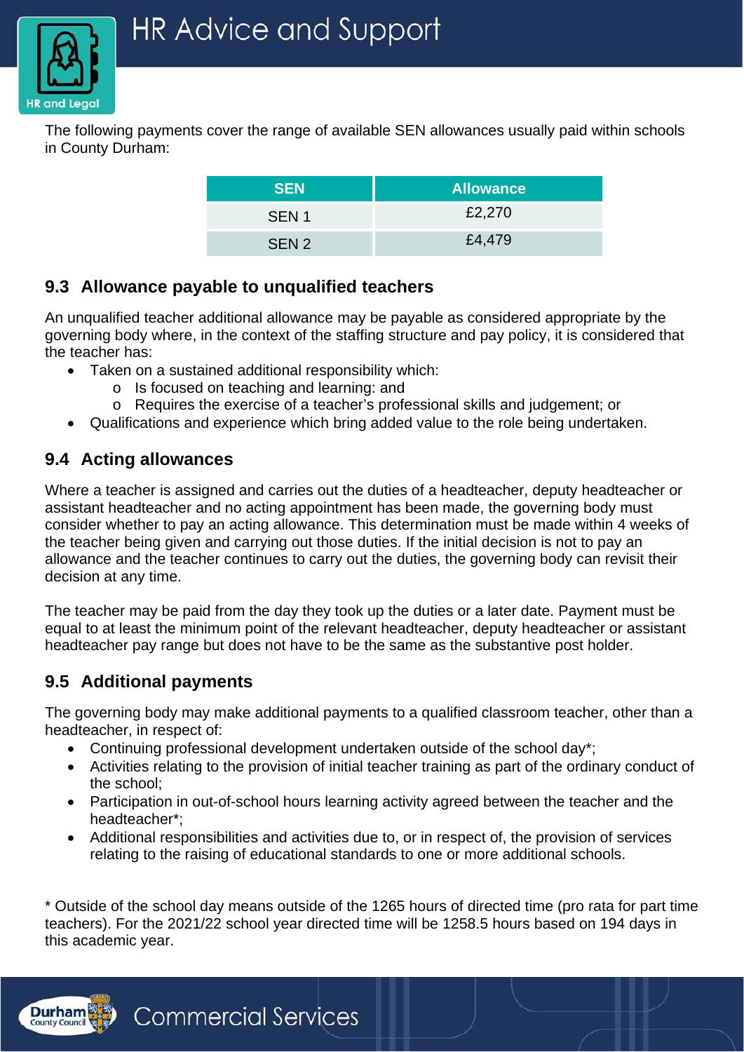The following payments cover the range of available SEN allowances usually paid within schools in County Durham:

| SEN | Allowance |
|---|---|
| SEN 1 | £2,270 |
| SEN 2 | £4,479 |

## 9.3 Allowance payable to unqualified teachers

An unqualified teacher additional allowance may be payable as considered appropriate by the governing body where, in the context of the staffing structure and pay policy, it is considered that the teacher has:

- Taken on a sustained additional responsibility which:
  - Is focused on teaching and learning: and
  - Requires the exercise of a teacher's professional skills and judgement; or
- Qualifications and experience which bring added value to the role being undertaken.

## 9.4 Acting allowances

Where a teacher is assigned and carries out the duties of a headteacher, deputy headteacher or assistant headteacher and no acting appointment has been made, the governing body must consider whether to pay an acting allowance. This determination must be made within 4 weeks of the teacher being given and carrying out those duties. If the initial decision is not to pay an allowance and the teacher continues to carry out the duties, the governing body can revisit their decision at any time.

The teacher may be paid from the day they took up the duties or a later date. Payment must be equal to at least the minimum point of the relevant headteacher, deputy headteacher or assistant headteacher pay range but does not have to be the same as the substantive post holder.

## 9.5 Additional payments

The governing body may make additional payments to a qualified classroom teacher, other than a headteacher, in respect of:

- Continuing professional development undertaken outside of the school day*;
- Activities relating to the provision of initial teacher training as part of the ordinary conduct of the school;
- Participation in out-of-school hours learning activity agreed between the teacher and the headteacher*;
- Additional responsibilities and activities due to, or in respect of, the provision of services relating to the raising of educational standards to one or more additional schools.

\* Outside of the school day means outside of the 1265 hours of directed time (pro rata for part time teachers). For the 2021/22 school year directed time will be 1258.5 hours based on 194 days in this academic year.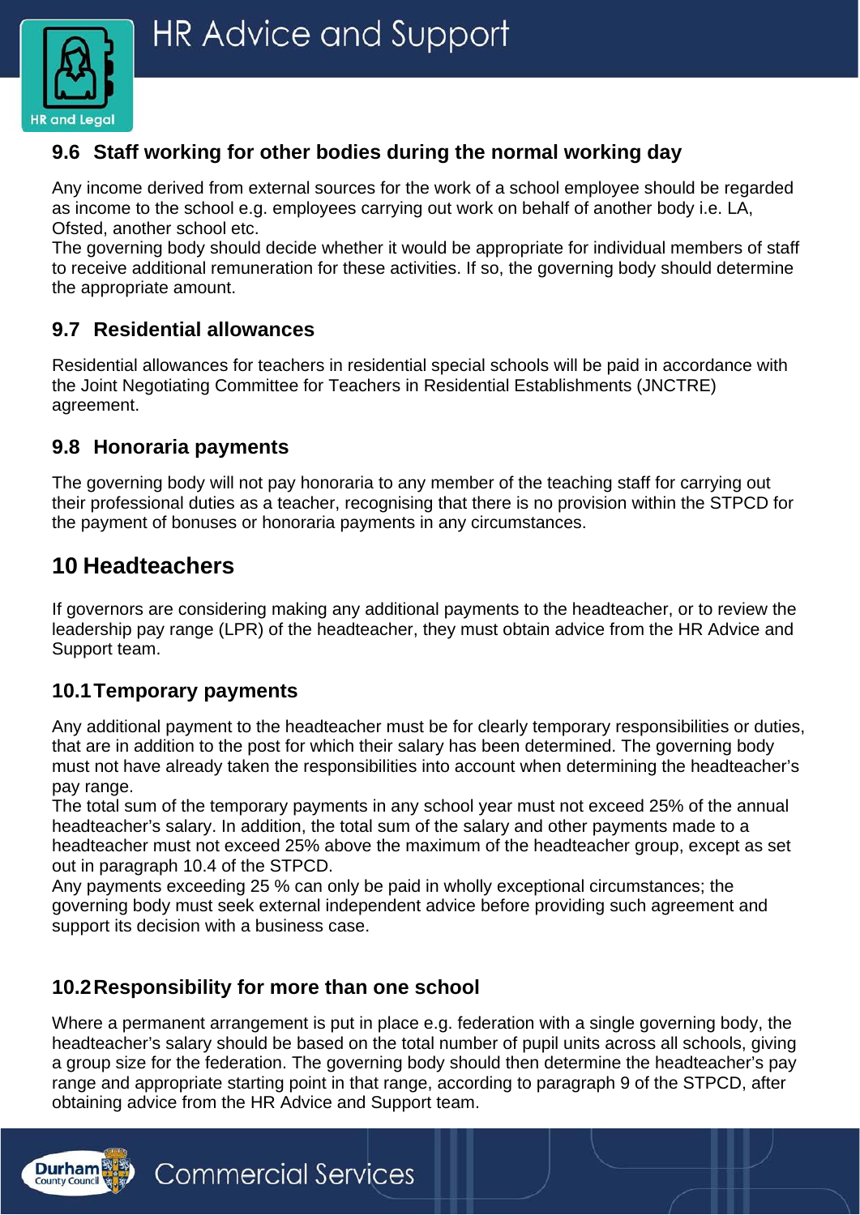### 9.6 Staff working for other bodies during the normal working day

Any income derived from external sources for the work of a school employee should be regarded as income to the school e.g. employees carrying out work on behalf of another body i.e. LA, Ofsted, another school etc.
The governing body should decide whether it would be appropriate for individual members of staff to receive additional remuneration for these activities. If so, the governing body should determine the appropriate amount.

### 9.7 Residential allowances

Residential allowances for teachers in residential special schools will be paid in accordance with the Joint Negotiating Committee for Teachers in Residential Establishments (JNCTRE) agreement.

### 9.8 Honoraria payments

The governing body will not pay honoraria to any member of the teaching staff for carrying out their professional duties as a teacher, recognising that there is no provision within the STPCD for the payment of bonuses or honoraria payments in any circumstances.

## 10 Headteachers

If governors are considering making any additional payments to the headteacher, or to review the leadership pay range (LPR) of the headteacher, they must obtain advice from the HR Advice and Support team.

### 10.1 Temporary payments

Any additional payment to the headteacher must be for clearly temporary responsibilities or duties, that are in addition to the post for which their salary has been determined. The governing body must not have already taken the responsibilities into account when determining the headteacher's pay range.
The total sum of the temporary payments in any school year must not exceed 25% of the annual headteacher's salary. In addition, the total sum of the salary and other payments made to a headteacher must not exceed 25% above the maximum of the headteacher group, except as set out in paragraph 10.4 of the STPCD.
Any payments exceeding 25 % can only be paid in wholly exceptional circumstances; the governing body must seek external independent advice before providing such agreement and support its decision with a business case.

### 10.2 Responsibility for more than one school

Where a permanent arrangement is put in place e.g. federation with a single governing body, the headteacher's salary should be based on the total number of pupil units across all schools, giving a group size for the federation. The governing body should then determine the headteacher's pay range and appropriate starting point in that range, according to paragraph 9 of the STPCD, after obtaining advice from the HR Advice and Support team.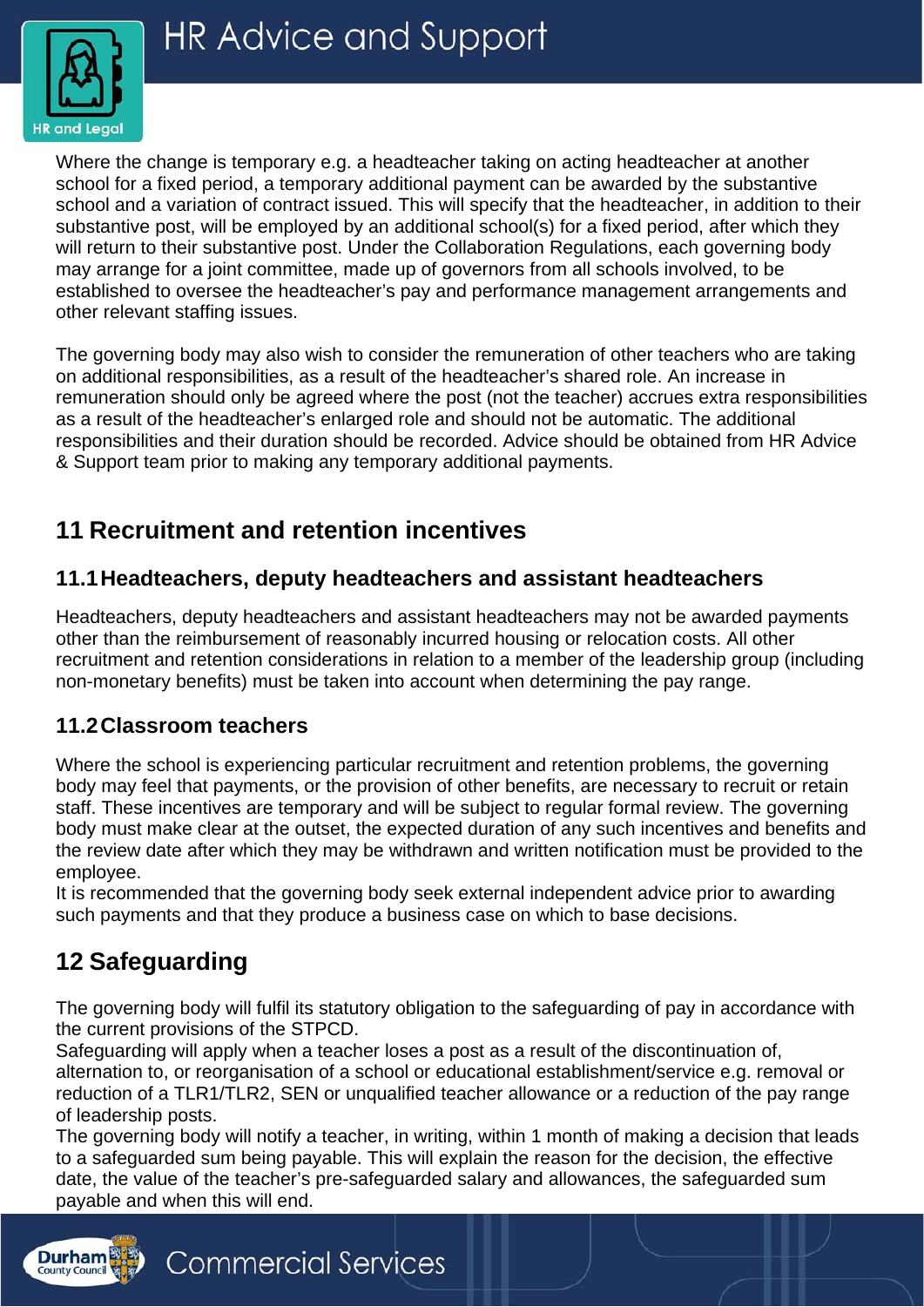Where the change is temporary e.g. a headteacher taking on acting headteacher at another school for a fixed period, a temporary additional payment can be awarded by the substantive school and a variation of contract issued. This will specify that the headteacher, in addition to their substantive post, will be employed by an additional school(s) for a fixed period, after which they will return to their substantive post. Under the Collaboration Regulations, each governing body may arrange for a joint committee, made up of governors from all schools involved, to be established to oversee the headteacher's pay and performance management arrangements and other relevant staffing issues.

The governing body may also wish to consider the remuneration of other teachers who are taking on additional responsibilities, as a result of the headteacher's shared role. An increase in remuneration should only be agreed where the post (not the teacher) accrues extra responsibilities as a result of the headteacher's enlarged role and should not be automatic. The additional responsibilities and their duration should be recorded. Advice should be obtained from HR Advice & Support team prior to making any temporary additional payments.

## 11 Recruitment and retention incentives

### 11.1 Headteachers, deputy headteachers and assistant headteachers

Headteachers, deputy headteachers and assistant headteachers may not be awarded payments other than the reimbursement of reasonably incurred housing or relocation costs. All other recruitment and retention considerations in relation to a member of the leadership group (including non-monetary benefits) must be taken into account when determining the pay range.

### 11.2 Classroom teachers

Where the school is experiencing particular recruitment and retention problems, the governing body may feel that payments, or the provision of other benefits, are necessary to recruit or retain staff. These incentives are temporary and will be subject to regular formal review. The governing body must make clear at the outset, the expected duration of any such incentives and benefits and the review date after which they may be withdrawn and written notification must be provided to the employee.

It is recommended that the governing body seek external independent advice prior to awarding such payments and that they produce a business case on which to base decisions.

## 12 Safeguarding

The governing body will fulfil its statutory obligation to the safeguarding of pay in accordance with the current provisions of the STPCD.

Safeguarding will apply when a teacher loses a post as a result of the discontinuation of, alternation to, or reorganisation of a school or educational establishment/service e.g. removal or reduction of a TLR1/TLR2, SEN or unqualified teacher allowance or a reduction of the pay range of leadership posts.

The governing body will notify a teacher, in writing, within 1 month of making a decision that leads to a safeguarded sum being payable. This will explain the reason for the decision, the effective date, the value of the teacher's pre-safeguarded salary and allowances, the safeguarded sum payable and when this will end.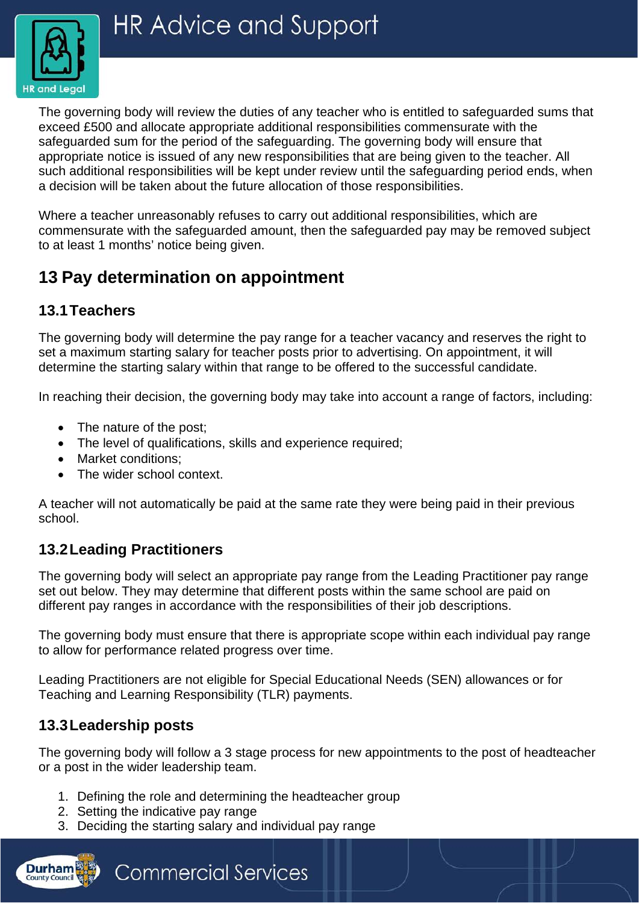The governing body will review the duties of any teacher who is entitled to safeguarded sums that exceed £500 and allocate appropriate additional responsibilities commensurate with the safeguarded sum for the period of the safeguarding. The governing body will ensure that appropriate notice is issued of any new responsibilities that are being given to the teacher. All such additional responsibilities will be kept under review until the safeguarding period ends, when a decision will be taken about the future allocation of those responsibilities.

Where a teacher unreasonably refuses to carry out additional responsibilities, which are commensurate with the safeguarded amount, then the safeguarded pay may be removed subject to at least 1 months' notice being given.

## 13 Pay determination on appointment

### 13.1 Teachers

The governing body will determine the pay range for a teacher vacancy and reserves the right to set a maximum starting salary for teacher posts prior to advertising. On appointment, it will determine the starting salary within that range to be offered to the successful candidate.

In reaching their decision, the governing body may take into account a range of factors, including:

- The nature of the post;
- The level of qualifications, skills and experience required;
- Market conditions;
- The wider school context.

A teacher will not automatically be paid at the same rate they were being paid in their previous school.

### 13.2 Leading Practitioners

The governing body will select an appropriate pay range from the Leading Practitioner pay range set out below. They may determine that different posts within the same school are paid on different pay ranges in accordance with the responsibilities of their job descriptions.

The governing body must ensure that there is appropriate scope within each individual pay range to allow for performance related progress over time.

Leading Practitioners are not eligible for Special Educational Needs (SEN) allowances or for Teaching and Learning Responsibility (TLR) payments.

### 13.3 Leadership posts

The governing body will follow a 3 stage process for new appointments to the post of headteacher or a post in the wider leadership team.

1. Defining the role and determining the headteacher group
2. Setting the indicative pay range
3. Deciding the starting salary and individual pay range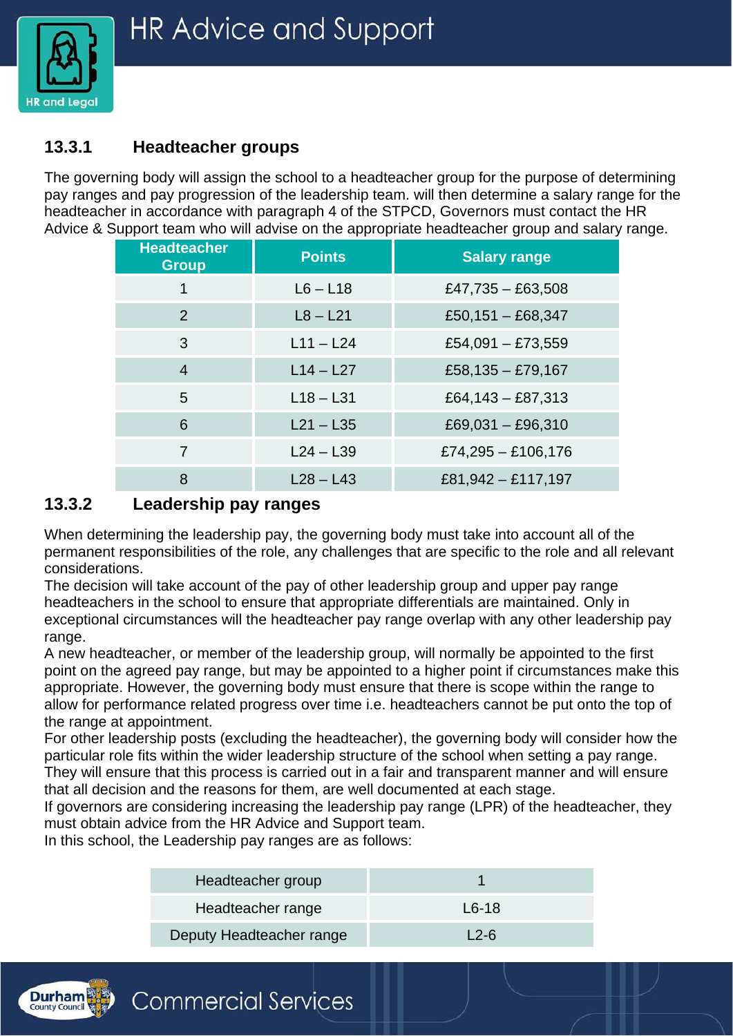### 13.3.1 Headteacher groups

The governing body will assign the school to a headteacher group for the purpose of determining pay ranges and pay progression of the leadership team. will then determine a salary range for the headteacher in accordance with paragraph 4 of the STPCD, Governors must contact the HR Advice & Support team who will advise on the appropriate headteacher group and salary range.

| Headteacher Group | Points | Salary range |
|---|---|---|
| 1 | L6 – L18 | £47,735 – £63,508 |
| 2 | L8 – L21 | £50,151 – £68,347 |
| 3 | L11 – L24 | £54,091 – £73,559 |
| 4 | L14 – L27 | £58,135 – £79,167 |
| 5 | L18 – L31 | £64,143 – £87,313 |
| 6 | L21 – L35 | £69,031 – £96,310 |
| 7 | L24 – L39 | £74,295 – £106,176 |
| 8 | L28 – L43 | £81,942 – £117,197 |

### 13.3.2 Leadership pay ranges

When determining the leadership pay, the governing body must take into account all of the permanent responsibilities of the role, any challenges that are specific to the role and all relevant considerations.

The decision will take account of the pay of other leadership group and upper pay range headteachers in the school to ensure that appropriate differentials are maintained. Only in exceptional circumstances will the headteacher pay range overlap with any other leadership pay range.

A new headteacher, or member of the leadership group, will normally be appointed to the first point on the agreed pay range, but may be appointed to a higher point if circumstances make this appropriate. However, the governing body must ensure that there is scope within the range to allow for performance related progress over time i.e. headteachers cannot be put onto the top of the range at appointment.

For other leadership posts (excluding the headteacher), the governing body will consider how the particular role fits within the wider leadership structure of the school when setting a pay range. They will ensure that this process is carried out in a fair and transparent manner and will ensure that all decision and the reasons for them, are well documented at each stage.

If governors are considering increasing the leadership pay range (LPR) of the headteacher, they must obtain advice from the HR Advice and Support team.

In this school, the Leadership pay ranges are as follows:

| Headteacher group | 1 |
|---|---|
| Headteacher range | L6-18 |
| Deputy Headteacher range | L2-6 |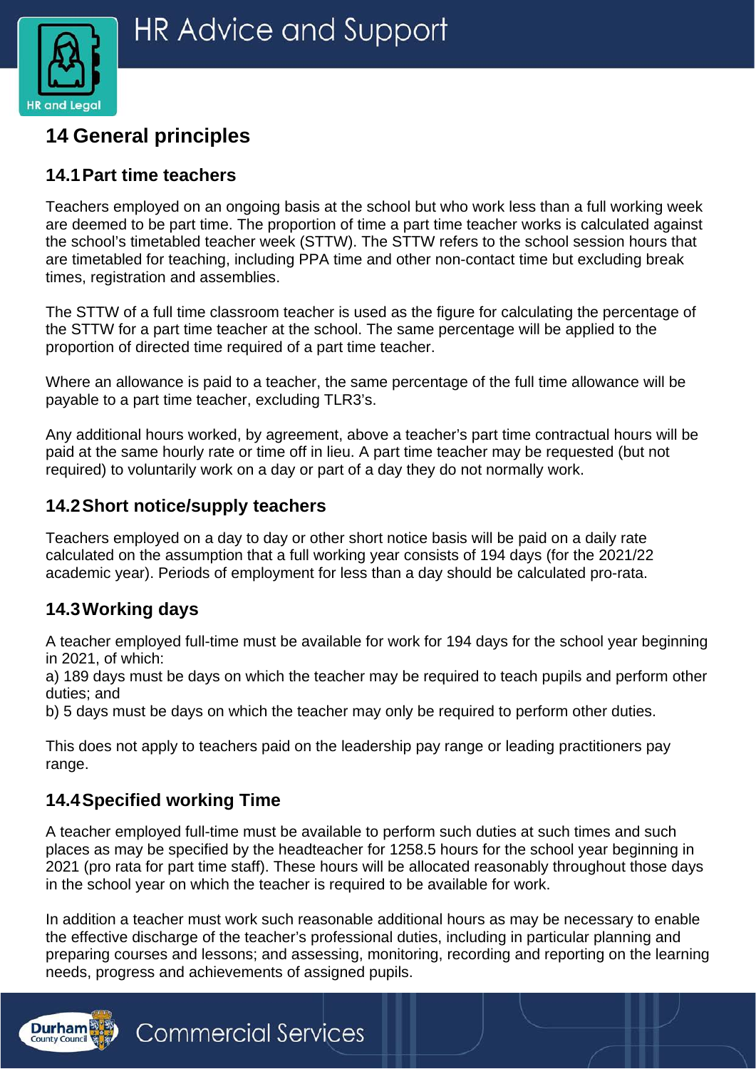# 14 General principles

## 14.1 Part time teachers

Teachers employed on an ongoing basis at the school but who work less than a full working week are deemed to be part time. The proportion of time a part time teacher works is calculated against the school's timetabled teacher week (STTW). The STTW refers to the school session hours that are timetabled for teaching, including PPA time and other non-contact time but excluding break times, registration and assemblies.

The STTW of a full time classroom teacher is used as the figure for calculating the percentage of the STTW for a part time teacher at the school. The same percentage will be applied to the proportion of directed time required of a part time teacher.

Where an allowance is paid to a teacher, the same percentage of the full time allowance will be payable to a part time teacher, excluding TLR3's.

Any additional hours worked, by agreement, above a teacher's part time contractual hours will be paid at the same hourly rate or time off in lieu. A part time teacher may be requested (but not required) to voluntarily work on a day or part of a day they do not normally work.

## 14.2 Short notice/supply teachers

Teachers employed on a day to day or other short notice basis will be paid on a daily rate calculated on the assumption that a full working year consists of 194 days (for the 2021/22 academic year). Periods of employment for less than a day should be calculated pro-rata.

## 14.3 Working days

A teacher employed full-time must be available for work for 194 days for the school year beginning in 2021, of which:
a) 189 days must be days on which the teacher may be required to teach pupils and perform other duties; and
b) 5 days must be days on which the teacher may only be required to perform other duties.

This does not apply to teachers paid on the leadership pay range or leading practitioners pay range.

## 14.4 Specified working Time

A teacher employed full-time must be available to perform such duties at such times and such places as may be specified by the headteacher for 1258.5 hours for the school year beginning in 2021 (pro rata for part time staff). These hours will be allocated reasonably throughout those days in the school year on which the teacher is required to be available for work.

In addition a teacher must work such reasonable additional hours as may be necessary to enable the effective discharge of the teacher's professional duties, including in particular planning and preparing courses and lessons; and assessing, monitoring, recording and reporting on the learning needs, progress and achievements of assigned pupils.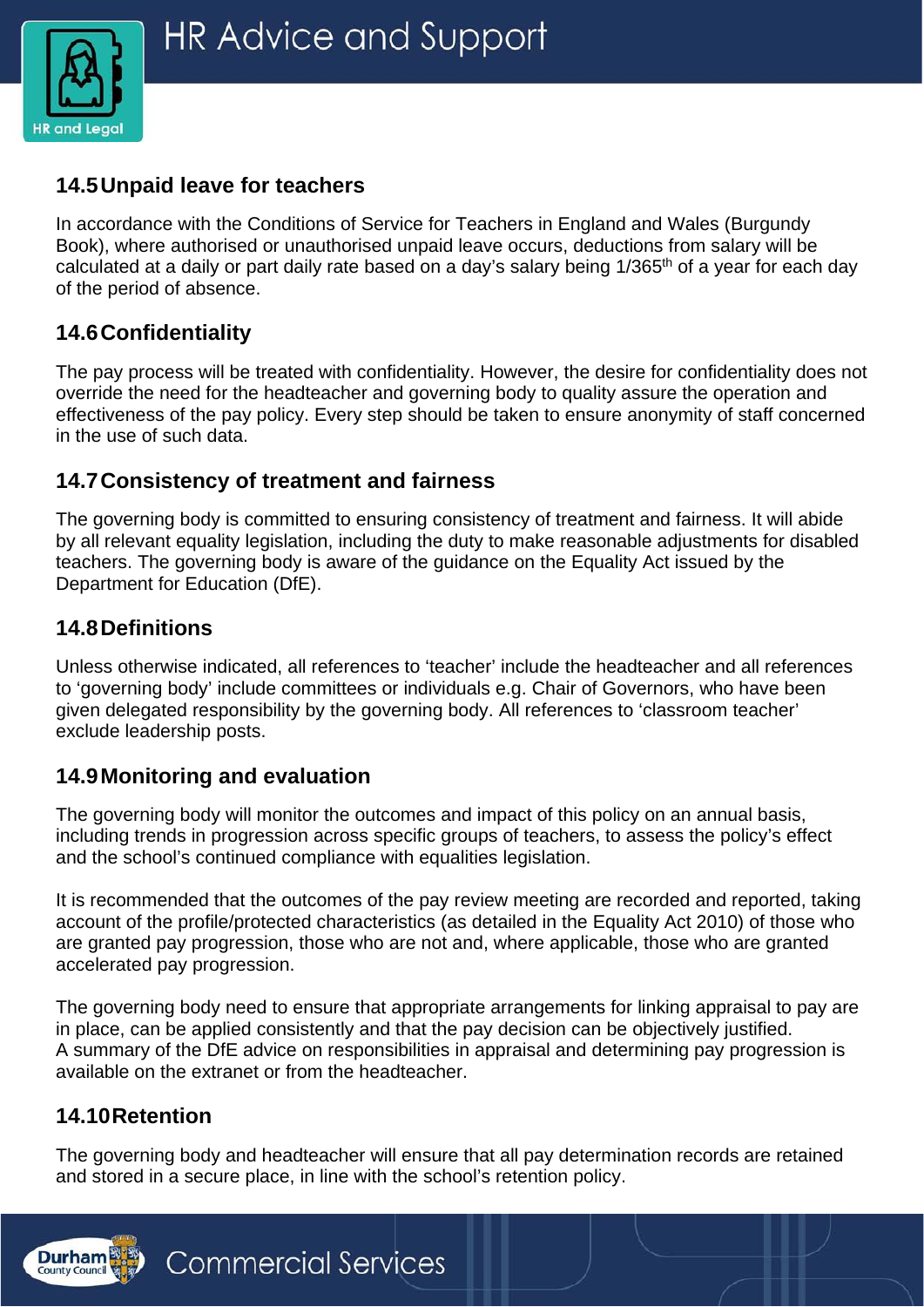## 14.5 Unpaid leave for teachers

In accordance with the Conditions of Service for Teachers in England and Wales (Burgundy Book), where authorised or unauthorised unpaid leave occurs, deductions from salary will be calculated at a daily or part daily rate based on a day's salary being 1/365th of a year for each day of the period of absence.

## 14.6 Confidentiality

The pay process will be treated with confidentiality. However, the desire for confidentiality does not override the need for the headteacher and governing body to quality assure the operation and effectiveness of the pay policy. Every step should be taken to ensure anonymity of staff concerned in the use of such data.

## 14.7 Consistency of treatment and fairness

The governing body is committed to ensuring consistency of treatment and fairness. It will abide by all relevant equality legislation, including the duty to make reasonable adjustments for disabled teachers. The governing body is aware of the guidance on the Equality Act issued by the Department for Education (DfE).

## 14.8 Definitions

Unless otherwise indicated, all references to 'teacher' include the headteacher and all references to 'governing body' include committees or individuals e.g. Chair of Governors, who have been given delegated responsibility by the governing body. All references to 'classroom teacher' exclude leadership posts.

## 14.9 Monitoring and evaluation

The governing body will monitor the outcomes and impact of this policy on an annual basis, including trends in progression across specific groups of teachers, to assess the policy's effect and the school's continued compliance with equalities legislation.

It is recommended that the outcomes of the pay review meeting are recorded and reported, taking account of the profile/protected characteristics (as detailed in the Equality Act 2010) of those who are granted pay progression, those who are not and, where applicable, those who are granted accelerated pay progression.

The governing body need to ensure that appropriate arrangements for linking appraisal to pay are in place, can be applied consistently and that the pay decision can be objectively justified.
A summary of the DfE advice on responsibilities in appraisal and determining pay progression is available on the extranet or from the headteacher.

## 14.10 Retention

The governing body and headteacher will ensure that all pay determination records are retained and stored in a secure place, in line with the school's retention policy.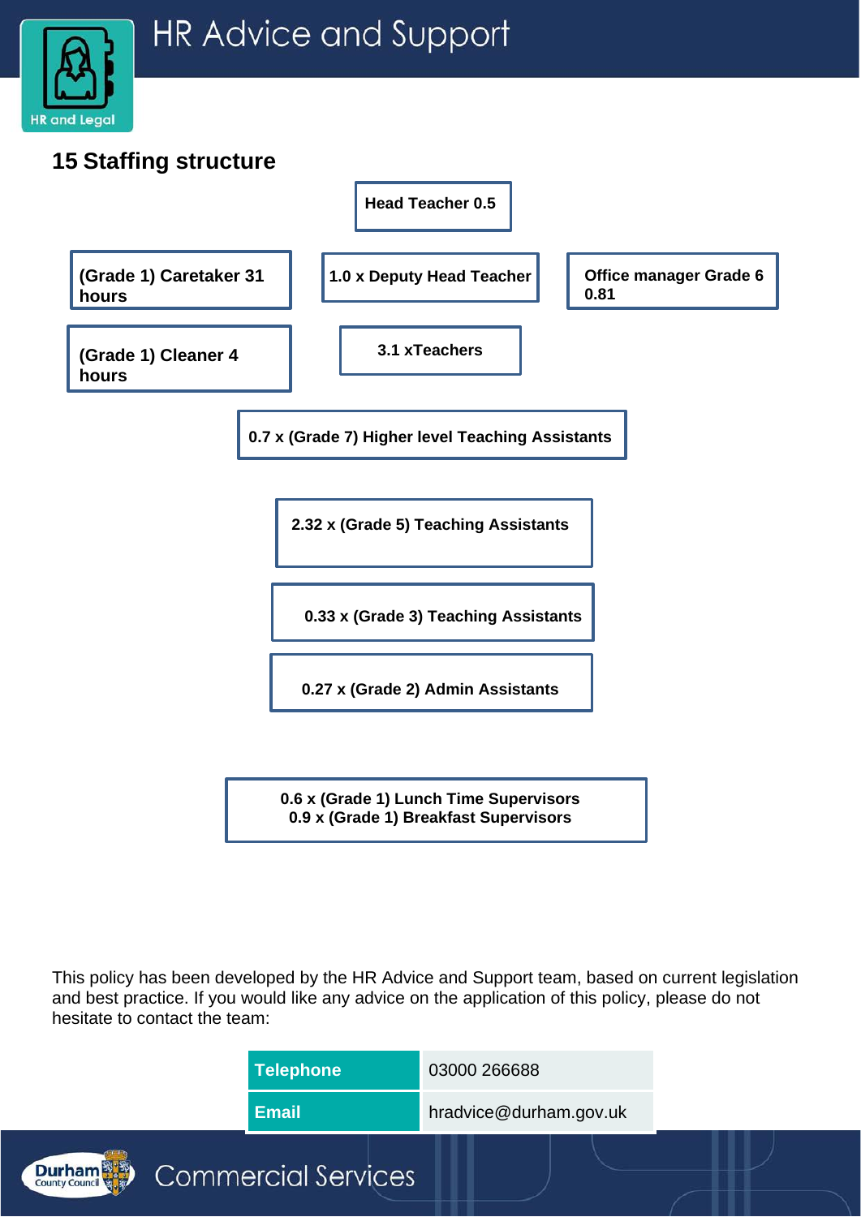## 15 Staffing structure

**Head Teacher 0.5**

**(Grade 1) Caretaker 31 hours**

**1.0 x Deputy Head Teacher**

**Office manager Grade 6 0.81**

**(Grade 1) Cleaner 4 hours**

**3.1 xTeachers**

**0.7 x (Grade 7) Higher level Teaching Assistants**

**2.32 x (Grade 5) Teaching Assistants**

**0.33 x (Grade 3) Teaching Assistants**

**0.27 x (Grade 2) Admin Assistants**

**0.6 x (Grade 1) Lunch Time Supervisors**
**0.9 x (Grade 1) Breakfast Supervisors**

This policy has been developed by the HR Advice and Support team, based on current legislation and best practice. If you would like any advice on the application of this policy, please do not hesitate to contact the team:

| Telephone | 03000 266688 |
| --- | --- |
| Email | hradvice@durham.gov.uk |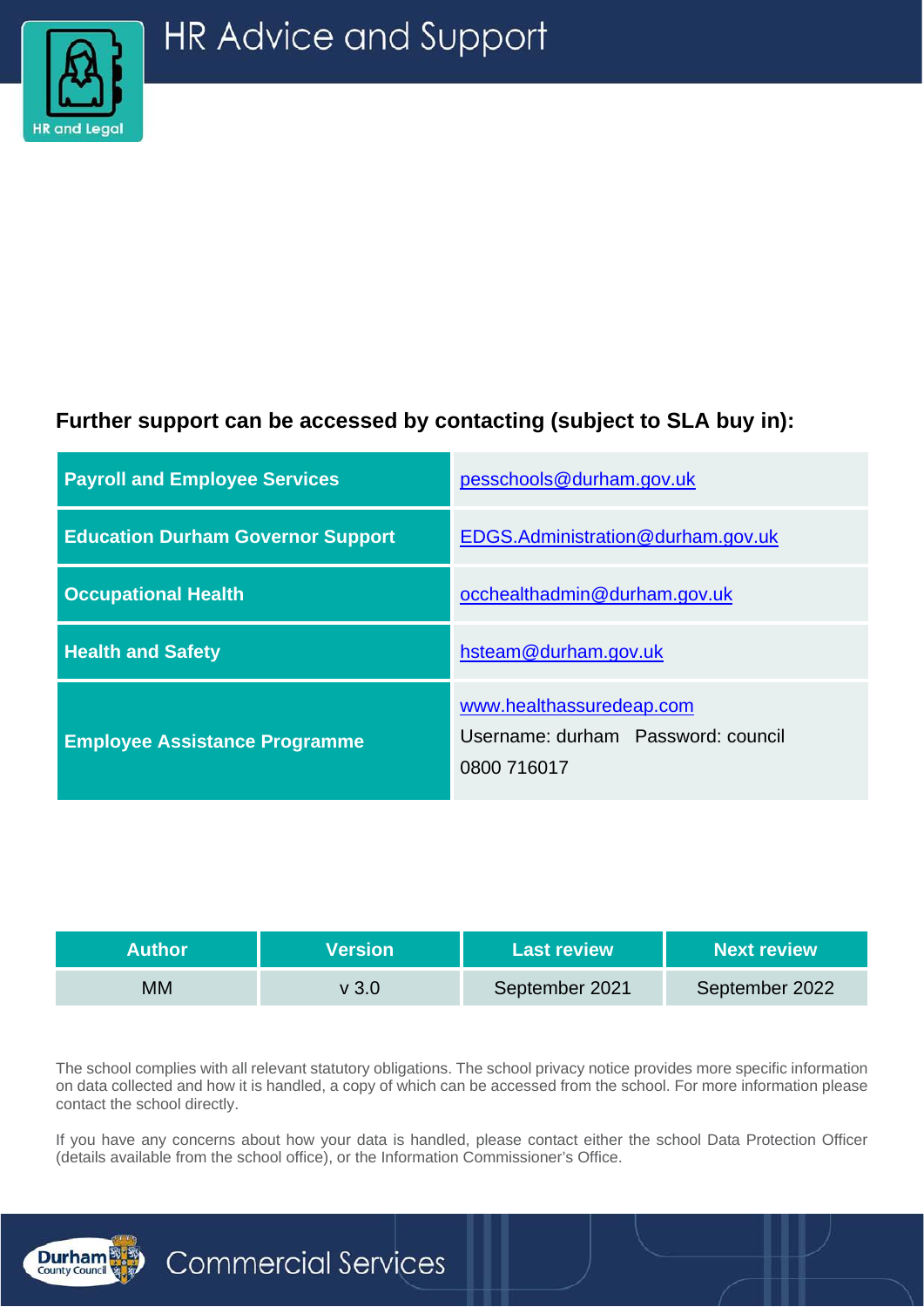# HR Advice and Support

**Further support can be accessed by contacting (subject to SLA buy in):**

| | |
|---|---|
| **Payroll and Employee Services** | pesschools@durham.gov.uk |
| **Education Durham Governor Support** | EDGS.Administration@durham.gov.uk |
| **Occupational Health** | occhealthadmin@durham.gov.uk |
| **Health and Safety** | hsteam@durham.gov.uk |
| **Employee Assistance Programme** | www.healthassuredeap.com<br>Username: durham Password: council<br>0800 716017 |

| Author | Version | Last review | Next review |
|---|---|---|---|
| MM | v 3.0 | September 2021 | September 2022 |

The school complies with all relevant statutory obligations. The school privacy notice provides more specific information on data collected and how it is handled, a copy of which can be accessed from the school. For more information please contact the school directly.

If you have any concerns about how your data is handled, please contact either the school Data Protection Officer (details available from the school office), or the Information Commissioner's Office.

Commercial Services